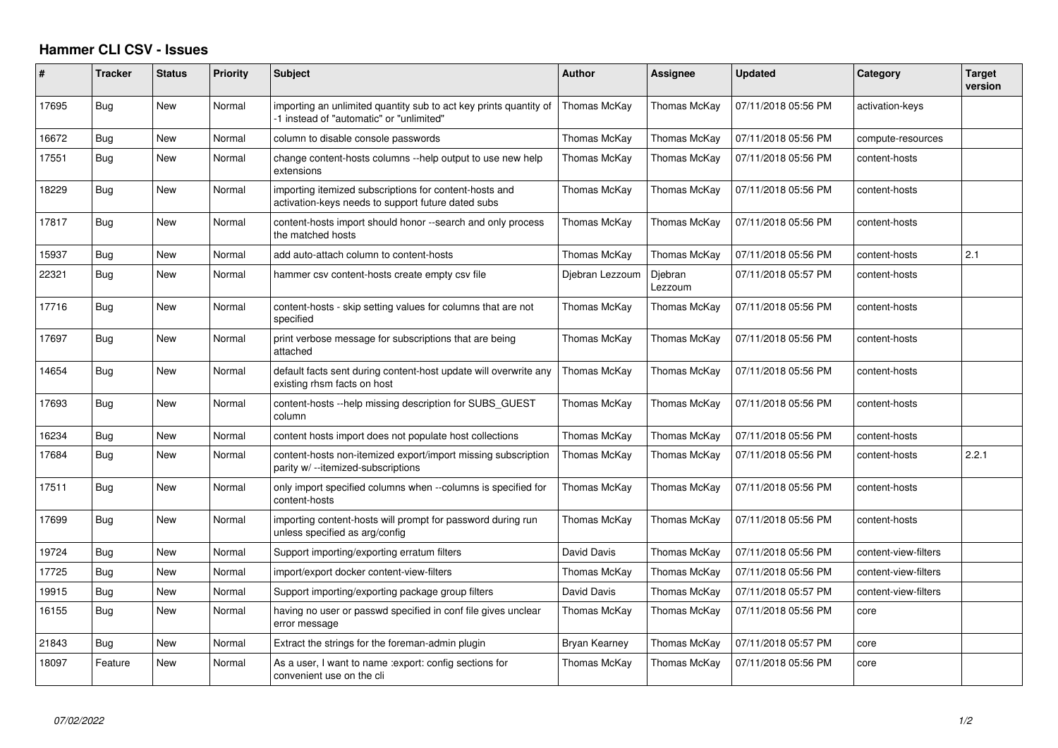# Hammer CLI CSV - Issues

| # | Tracker | Status | Priority | Subject | Author | Assignee | Updated | Category | Target version |
|---|---|---|---|---|---|---|---|---|---|
| 17695 | Bug | New | Normal | importing an unlimited quantity sub to act key prints quantity of -1 instead of "automatic" or "unlimited" | Thomas McKay | Thomas McKay | 07/11/2018 05:56 PM | activation-keys | |
| 16672 | Bug | New | Normal | column to disable console passwords | Thomas McKay | Thomas McKay | 07/11/2018 05:56 PM | compute-resources | |
| 17551 | Bug | New | Normal | change content-hosts columns --help output to use new help extensions | Thomas McKay | Thomas McKay | 07/11/2018 05:56 PM | content-hosts | |
| 18229 | Bug | New | Normal | importing itemized subscriptions for content-hosts and activation-keys needs to support future dated subs | Thomas McKay | Thomas McKay | 07/11/2018 05:56 PM | content-hosts | |
| 17817 | Bug | New | Normal | content-hosts import should honor --search and only process the matched hosts | Thomas McKay | Thomas McKay | 07/11/2018 05:56 PM | content-hosts | |
| 15937 | Bug | New | Normal | add auto-attach column to content-hosts | Thomas McKay | Thomas McKay | 07/11/2018 05:56 PM | content-hosts | 2.1 |
| 22321 | Bug | New | Normal | hammer csv content-hosts create empty csv file | Djebran Lezzoum | Djebran Lezzoum | 07/11/2018 05:57 PM | content-hosts | |
| 17716 | Bug | New | Normal | content-hosts - skip setting values for columns that are not specified | Thomas McKay | Thomas McKay | 07/11/2018 05:56 PM | content-hosts | |
| 17697 | Bug | New | Normal | print verbose message for subscriptions that are being attached | Thomas McKay | Thomas McKay | 07/11/2018 05:56 PM | content-hosts | |
| 14654 | Bug | New | Normal | default facts sent during content-host update will overwrite any existing rhsm facts on host | Thomas McKay | Thomas McKay | 07/11/2018 05:56 PM | content-hosts | |
| 17693 | Bug | New | Normal | content-hosts --help missing description for SUBS_GUEST column | Thomas McKay | Thomas McKay | 07/11/2018 05:56 PM | content-hosts | |
| 16234 | Bug | New | Normal | content hosts import does not populate host collections | Thomas McKay | Thomas McKay | 07/11/2018 05:56 PM | content-hosts | |
| 17684 | Bug | New | Normal | content-hosts non-itemized export/import missing subscription parity w/ --itemized-subscriptions | Thomas McKay | Thomas McKay | 07/11/2018 05:56 PM | content-hosts | 2.2.1 |
| 17511 | Bug | New | Normal | only import specified columns when --columns is specified for content-hosts | Thomas McKay | Thomas McKay | 07/11/2018 05:56 PM | content-hosts | |
| 17699 | Bug | New | Normal | importing content-hosts will prompt for password during run unless specified as arg/config | Thomas McKay | Thomas McKay | 07/11/2018 05:56 PM | content-hosts | |
| 19724 | Bug | New | Normal | Support importing/exporting erratum filters | David Davis | Thomas McKay | 07/11/2018 05:56 PM | content-view-filters | |
| 17725 | Bug | New | Normal | import/export docker content-view-filters | Thomas McKay | Thomas McKay | 07/11/2018 05:56 PM | content-view-filters | |
| 19915 | Bug | New | Normal | Support importing/exporting package group filters | David Davis | Thomas McKay | 07/11/2018 05:57 PM | content-view-filters | |
| 16155 | Bug | New | Normal | having no user or passwd specified in conf file gives unclear error message | Thomas McKay | Thomas McKay | 07/11/2018 05:56 PM | core | |
| 21843 | Bug | New | Normal | Extract the strings for the foreman-admin plugin | Bryan Kearney | Thomas McKay | 07/11/2018 05:57 PM | core | |
| 18097 | Feature | New | Normal | As a user, I want to name :export: config sections for convenient use on the cli | Thomas McKay | Thomas McKay | 07/11/2018 05:56 PM | core | |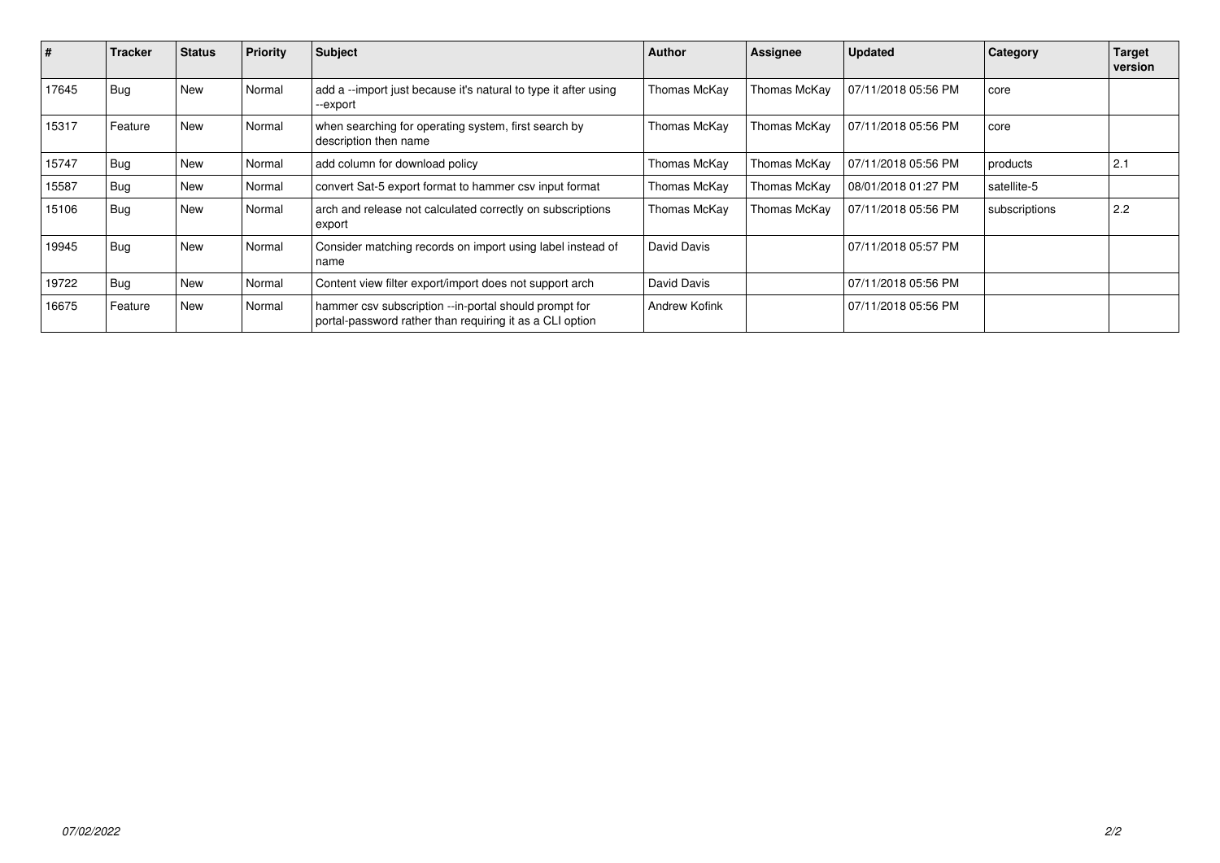| # | Tracker | Status | Priority | Subject | Author | Assignee | Updated | Category | Target version |
|---|---|---|---|---|---|---|---|---|---|
| 17645 | Bug | New | Normal | add a --import just because it's natural to type it after using --export | Thomas McKay | Thomas McKay | 07/11/2018 05:56 PM | core | |
| 15317 | Feature | New | Normal | when searching for operating system, first search by description then name | Thomas McKay | Thomas McKay | 07/11/2018 05:56 PM | core | |
| 15747 | Bug | New | Normal | add column for download policy | Thomas McKay | Thomas McKay | 07/11/2018 05:56 PM | products | 2.1 |
| 15587 | Bug | New | Normal | convert Sat-5 export format to hammer csv input format | Thomas McKay | Thomas McKay | 08/01/2018 01:27 PM | satellite-5 | |
| 15106 | Bug | New | Normal | arch and release not calculated correctly on subscriptions export | Thomas McKay | Thomas McKay | 07/11/2018 05:56 PM | subscriptions | 2.2 |
| 19945 | Bug | New | Normal | Consider matching records on import using label instead of name | David Davis | | 07/11/2018 05:57 PM | | |
| 19722 | Bug | New | Normal | Content view filter export/import does not support arch | David Davis | | 07/11/2018 05:56 PM | | |
| 16675 | Feature | New | Normal | hammer csv subscription --in-portal should prompt for portal-password rather than requiring it as a CLI option | Andrew Kofink | | 07/11/2018 05:56 PM | | |